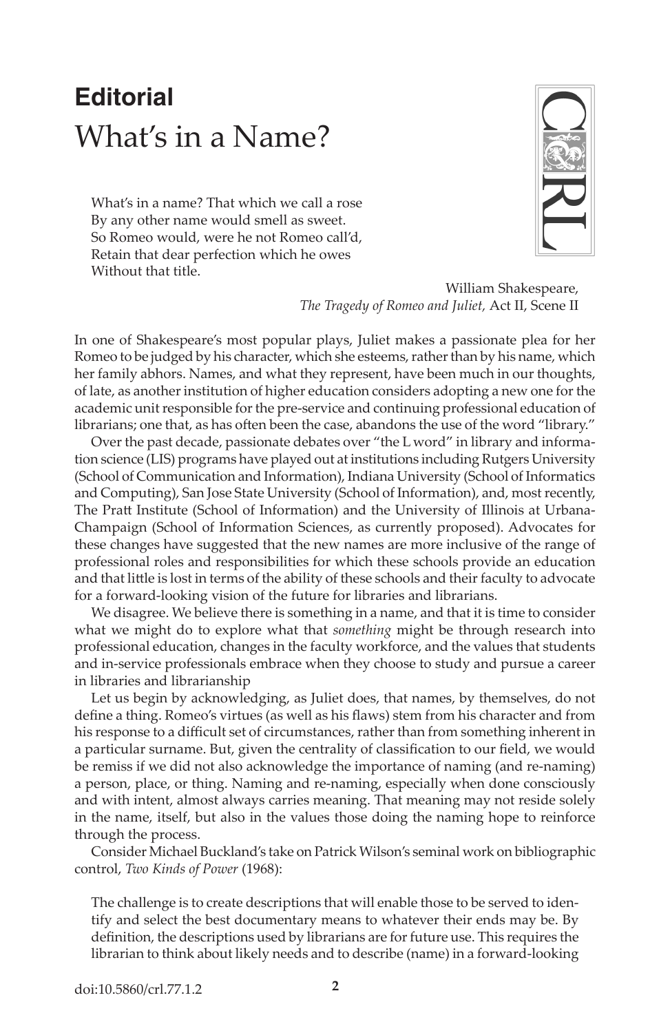**Editorial**

# What's in a Name?

> What's in a name? That which we call a rose
> By any other name would smell as sweet.
> So Romeo would, were he not Romeo call'd,
> Retain that dear perfection which he owes
> Without that title.
>
> William Shakespeare,
> *The Tragedy of Romeo and Juliet,* Act II, Scene II

In one of Shakespeare's most popular plays, Juliet makes a passionate plea for her Romeo to be judged by his character, which she esteems, rather than by his name, which her family abhors. Names, and what they represent, have been much in our thoughts, of late, as another institution of higher education considers adopting a new one for the academic unit responsible for the pre-service and continuing professional education of librarians; one that, as has often been the case, abandons the use of the word "library."

Over the past decade, passionate debates over "the L word" in library and information science (LIS) programs have played out at institutions including Rutgers University (School of Communication and Information), Indiana University (School of Informatics and Computing), San Jose State University (School of Information), and, most recently, The Pratt Institute (School of Information) and the University of Illinois at Urbana-Champaign (School of Information Sciences, as currently proposed). Advocates for these changes have suggested that the new names are more inclusive of the range of professional roles and responsibilities for which these schools provide an education and that little is lost in terms of the ability of these schools and their faculty to advocate for a forward-looking vision of the future for libraries and librarians.

We disagree. We believe there is something in a name, and that it is time to consider what we might do to explore what that *something* might be through research into professional education, changes in the faculty workforce, and the values that students and in-service professionals embrace when they choose to study and pursue a career in libraries and librarianship

Let us begin by acknowledging, as Juliet does, that names, by themselves, do not define a thing. Romeo's virtues (as well as his flaws) stem from his character and from his response to a difficult set of circumstances, rather than from something inherent in a particular surname. But, given the centrality of classification to our field, we would be remiss if we did not also acknowledge the importance of naming (and re-naming) a person, place, or thing. Naming and re-naming, especially when done consciously and with intent, almost always carries meaning. That meaning may not reside solely in the name, itself, but also in the values those doing the naming hope to reinforce through the process.

Consider Michael Buckland's take on Patrick Wilson's seminal work on bibliographic control, *Two Kinds of Power* (1968):

> The challenge is to create descriptions that will enable those to be served to identify and select the best documentary means to whatever their ends may be. By definition, the descriptions used by librarians are for future use. This requires the librarian to think about likely needs and to describe (name) in a forward-looking

doi:10.5860/crl.77.1.2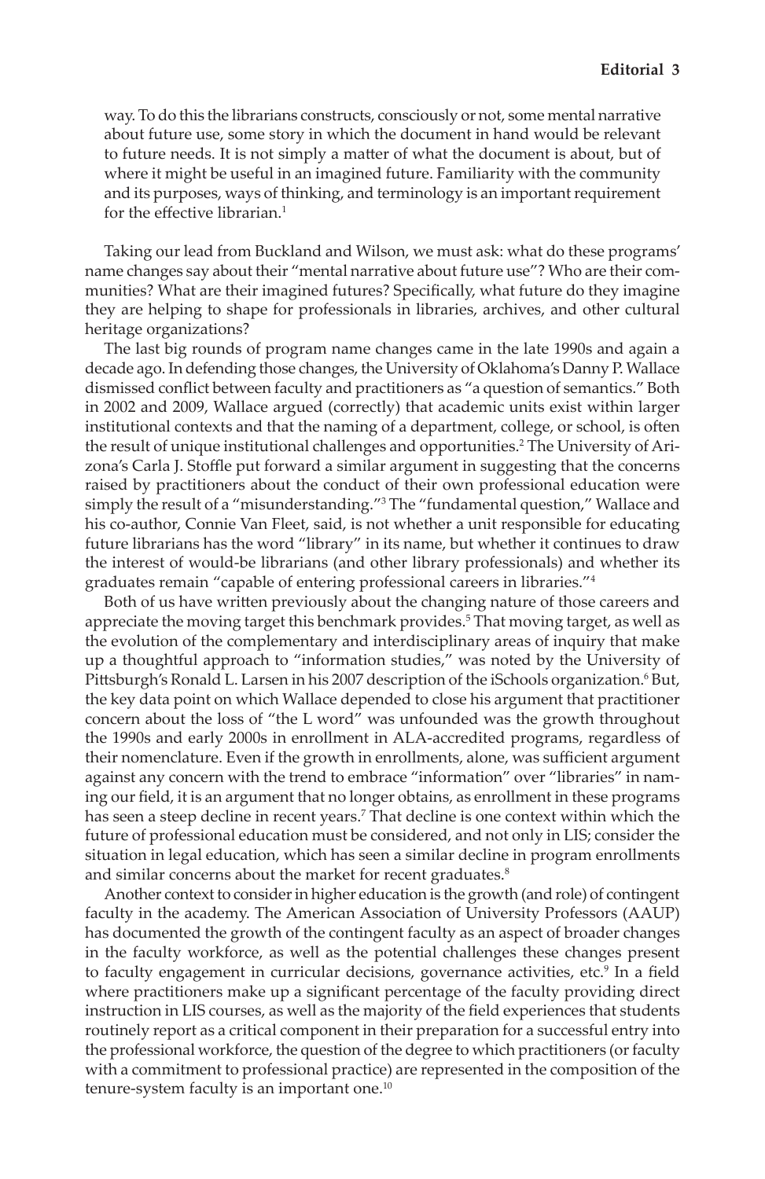> way. To do this the librarians constructs, consciously or not, some mental narrative about future use, some story in which the document in hand would be relevant to future needs. It is not simply a matter of what the document is about, but of where it might be useful in an imagined future. Familiarity with the community and its purposes, ways of thinking, and terminology is an important requirement for the effective librarian.[1]

Taking our lead from Buckland and Wilson, we must ask: what do these programs' name changes say about their "mental narrative about future use"? Who are their communities? What are their imagined futures? Specifically, what future do they imagine they are helping to shape for professionals in libraries, archives, and other cultural heritage organizations?

The last big rounds of program name changes came in the late 1990s and again a decade ago. In defending those changes, the University of Oklahoma's Danny P. Wallace dismissed conflict between faculty and practitioners as "a question of semantics." Both in 2002 and 2009, Wallace argued (correctly) that academic units exist within larger institutional contexts and that the naming of a department, college, or school, is often the result of unique institutional challenges and opportunities.[2] The University of Arizona's Carla J. Stoffle put forward a similar argument in suggesting that the concerns raised by practitioners about the conduct of their own professional education were simply the result of a "misunderstanding."[3] The "fundamental question," Wallace and his co-author, Connie Van Fleet, said, is not whether a unit responsible for educating future librarians has the word "library" in its name, but whether it continues to draw the interest of would-be librarians (and other library professionals) and whether its graduates remain "capable of entering professional careers in libraries."[4]

Both of us have written previously about the changing nature of those careers and appreciate the moving target this benchmark provides.[5] That moving target, as well as the evolution of the complementary and interdisciplinary areas of inquiry that make up a thoughtful approach to "information studies," was noted by the University of Pittsburgh's Ronald L. Larsen in his 2007 description of the iSchools organization.[6] But, the key data point on which Wallace depended to close his argument that practitioner concern about the loss of "the L word" was unfounded was the growth throughout the 1990s and early 2000s in enrollment in ALA-accredited programs, regardless of their nomenclature. Even if the growth in enrollments, alone, was sufficient argument against any concern with the trend to embrace "information" over "libraries" in naming our field, it is an argument that no longer obtains, as enrollment in these programs has seen a steep decline in recent years.[7] That decline is one context within which the future of professional education must be considered, and not only in LIS; consider the situation in legal education, which has seen a similar decline in program enrollments and similar concerns about the market for recent graduates.[8]

Another context to consider in higher education is the growth (and role) of contingent faculty in the academy. The American Association of University Professors (AAUP) has documented the growth of the contingent faculty as an aspect of broader changes in the faculty workforce, as well as the potential challenges these changes present to faculty engagement in curricular decisions, governance activities, etc.[9] In a field where practitioners make up a significant percentage of the faculty providing direct instruction in LIS courses, as well as the majority of the field experiences that students routinely report as a critical component in their preparation for a successful entry into the professional workforce, the question of the degree to which practitioners (or faculty with a commitment to professional practice) are represented in the composition of the tenure-system faculty is an important one.[10]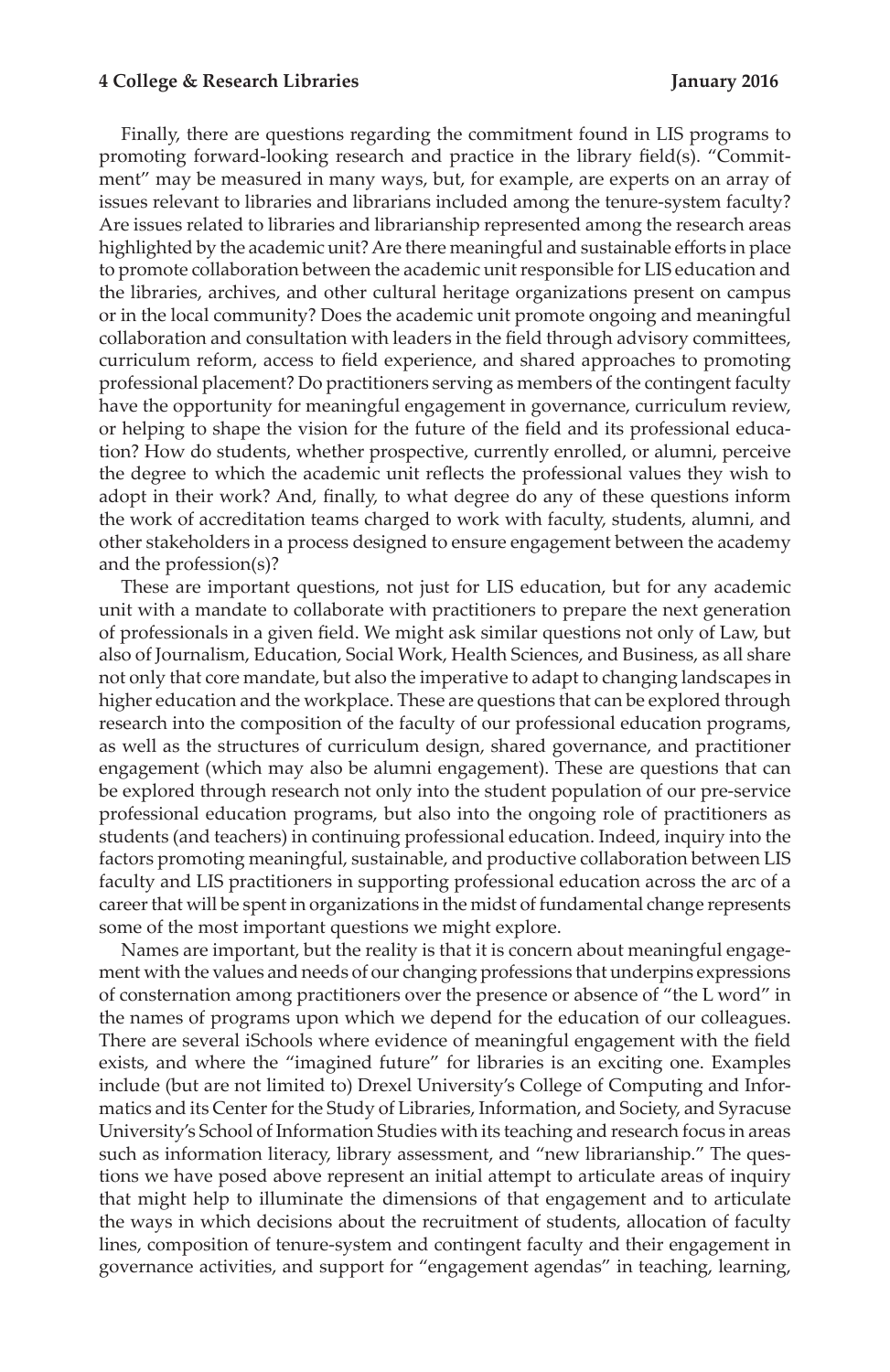Finally, there are questions regarding the commitment found in LIS programs to promoting forward-looking research and practice in the library field(s). "Commitment" may be measured in many ways, but, for example, are experts on an array of issues relevant to libraries and librarians included among the tenure-system faculty? Are issues related to libraries and librarianship represented among the research areas highlighted by the academic unit? Are there meaningful and sustainable efforts in place to promote collaboration between the academic unit responsible for LIS education and the libraries, archives, and other cultural heritage organizations present on campus or in the local community? Does the academic unit promote ongoing and meaningful collaboration and consultation with leaders in the field through advisory committees, curriculum reform, access to field experience, and shared approaches to promoting professional placement? Do practitioners serving as members of the contingent faculty have the opportunity for meaningful engagement in governance, curriculum review, or helping to shape the vision for the future of the field and its professional education? How do students, whether prospective, currently enrolled, or alumni, perceive the degree to which the academic unit reflects the professional values they wish to adopt in their work? And, finally, to what degree do any of these questions inform the work of accreditation teams charged to work with faculty, students, alumni, and other stakeholders in a process designed to ensure engagement between the academy and the profession(s)?

These are important questions, not just for LIS education, but for any academic unit with a mandate to collaborate with practitioners to prepare the next generation of professionals in a given field. We might ask similar questions not only of Law, but also of Journalism, Education, Social Work, Health Sciences, and Business, as all share not only that core mandate, but also the imperative to adapt to changing landscapes in higher education and the workplace. These are questions that can be explored through research into the composition of the faculty of our professional education programs, as well as the structures of curriculum design, shared governance, and practitioner engagement (which may also be alumni engagement). These are questions that can be explored through research not only into the student population of our pre-service professional education programs, but also into the ongoing role of practitioners as students (and teachers) in continuing professional education. Indeed, inquiry into the factors promoting meaningful, sustainable, and productive collaboration between LIS faculty and LIS practitioners in supporting professional education across the arc of a career that will be spent in organizations in the midst of fundamental change represents some of the most important questions we might explore.

Names are important, but the reality is that it is concern about meaningful engagement with the values and needs of our changing professions that underpins expressions of consternation among practitioners over the presence or absence of "the L word" in the names of programs upon which we depend for the education of our colleagues. There are several iSchools where evidence of meaningful engagement with the field exists, and where the "imagined future" for libraries is an exciting one. Examples include (but are not limited to) Drexel University's College of Computing and Informatics and its Center for the Study of Libraries, Information, and Society, and Syracuse University's School of Information Studies with its teaching and research focus in areas such as information literacy, library assessment, and "new librarianship." The questions we have posed above represent an initial attempt to articulate areas of inquiry that might help to illuminate the dimensions of that engagement and to articulate the ways in which decisions about the recruitment of students, allocation of faculty lines, composition of tenure-system and contingent faculty and their engagement in governance activities, and support for "engagement agendas" in teaching, learning,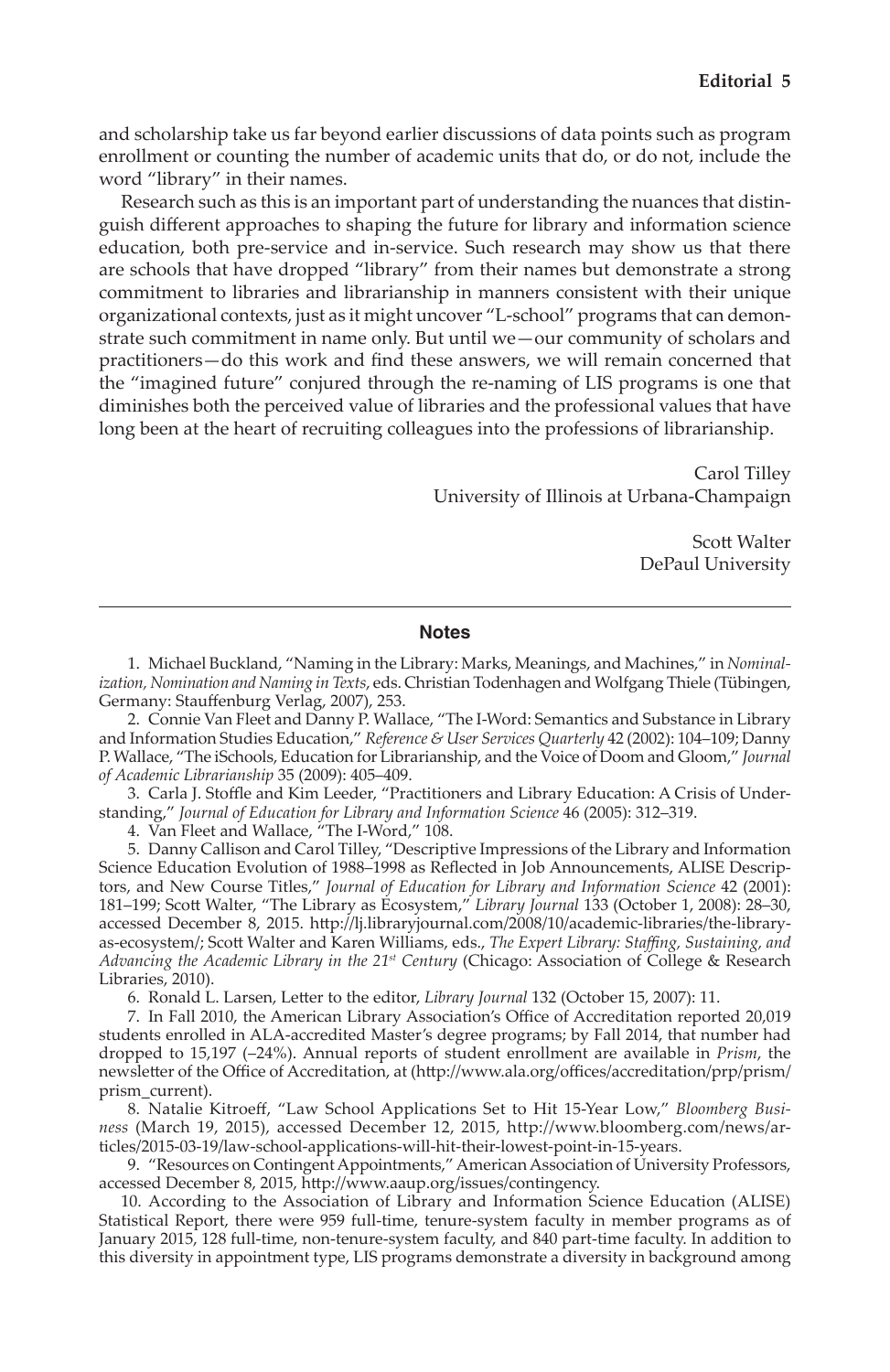and scholarship take us far beyond earlier discussions of data points such as program enrollment or counting the number of academic units that do, or do not, include the word "library" in their names.

Research such as this is an important part of understanding the nuances that distinguish different approaches to shaping the future for library and information science education, both pre-service and in-service. Such research may show us that there are schools that have dropped "library" from their names but demonstrate a strong commitment to libraries and librarianship in manners consistent with their unique organizational contexts, just as it might uncover "L-school" programs that can demonstrate such commitment in name only. But until we—our community of scholars and practitioners—do this work and find these answers, we will remain concerned that the "imagined future" conjured through the re-naming of LIS programs is one that diminishes both the perceived value of libraries and the professional values that have long been at the heart of recruiting colleagues into the professions of librarianship.

Carol Tilley
University of Illinois at Urbana-Champaign

Scott Walter
DePaul University

## Notes

1. Michael Buckland, "Naming in the Library: Marks, Meanings, and Machines," in *Nominalization, Nomination and Naming in Texts*, eds. Christian Todenhagen and Wolfgang Thiele (Tübingen, Germany: Stauffenburg Verlag, 2007), 253.

2. Connie Van Fleet and Danny P. Wallace, "The I-Word: Semantics and Substance in Library and Information Studies Education," *Reference & User Services Quarterly* 42 (2002): 104–109; Danny P. Wallace, "The iSchools, Education for Librarianship, and the Voice of Doom and Gloom," *Journal of Academic Librarianship* 35 (2009): 405–409.

3. Carla J. Stoffle and Kim Leeder, "Practitioners and Library Education: A Crisis of Understanding," *Journal of Education for Library and Information Science* 46 (2005): 312–319.

4. Van Fleet and Wallace, "The I-Word," 108.

5. Danny Callison and Carol Tilley, "Descriptive Impressions of the Library and Information Science Education Evolution of 1988–1998 as Reflected in Job Announcements, ALISE Descriptors, and New Course Titles," *Journal of Education for Library and Information Science* 42 (2001): 181–199; Scott Walter, "The Library as Ecosystem," *Library Journal* 133 (October 1, 2008): 28–30, accessed December 8, 2015. http://lj.libraryjournal.com/2008/10/academic-libraries/the-library-as-ecosystem/; Scott Walter and Karen Williams, eds., *The Expert Library: Staffing, Sustaining, and Advancing the Academic Library in the 21st Century* (Chicago: Association of College & Research Libraries, 2010).

6. Ronald L. Larsen, Letter to the editor, *Library Journal* 132 (October 15, 2007): 11.

7. In Fall 2010, the American Library Association's Office of Accreditation reported 20,019 students enrolled in ALA-accredited Master's degree programs; by Fall 2014, that number had dropped to 15,197 (–24%). Annual reports of student enrollment are available in *Prism*, the newsletter of the Office of Accreditation, at (http://www.ala.org/offices/accreditation/prp/prism/prism_current).

8. Natalie Kitroeff, "Law School Applications Set to Hit 15-Year Low," *Bloomberg Business* (March 19, 2015), accessed December 12, 2015, http://www.bloomberg.com/news/articles/2015-03-19/law-school-applications-will-hit-their-lowest-point-in-15-years.

9. "Resources on Contingent Appointments," American Association of University Professors, accessed December 8, 2015, http://www.aaup.org/issues/contingency.

10. According to the Association of Library and Information Science Education (ALISE) Statistical Report, there were 959 full-time, tenure-system faculty in member programs as of January 2015, 128 full-time, non-tenure-system faculty, and 840 part-time faculty. In addition to this diversity in appointment type, LIS programs demonstrate a diversity in background among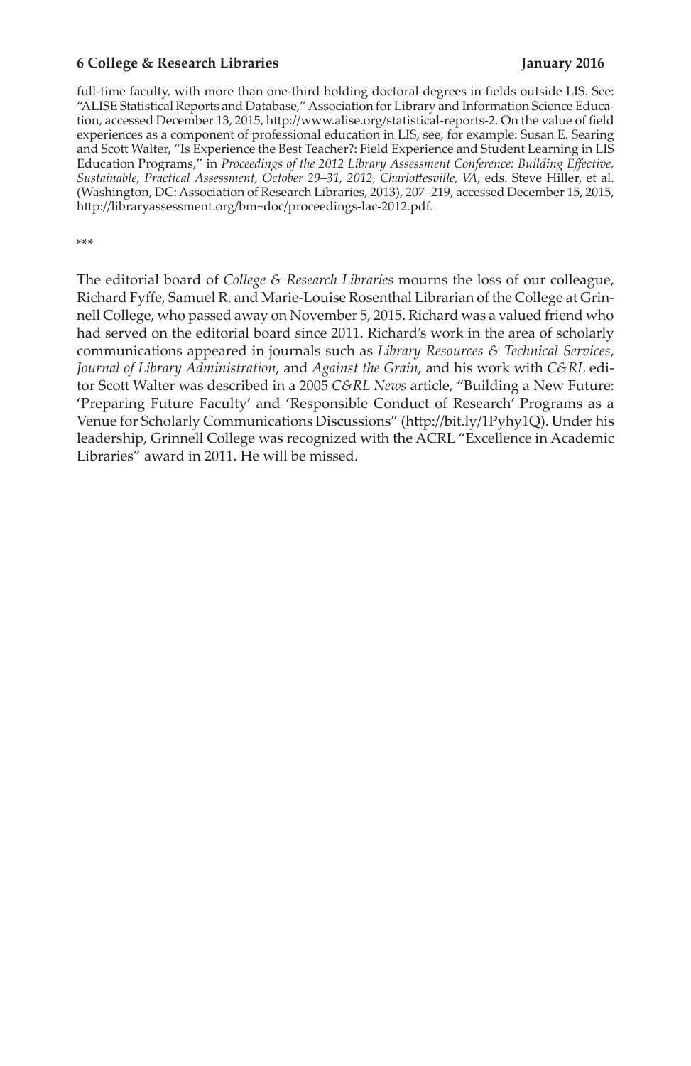full-time faculty, with more than one-third holding doctoral degrees in fields outside LIS. See: "ALISE Statistical Reports and Database," Association for Library and Information Science Education, accessed December 13, 2015, http://www.alise.org/statistical-reports-2. On the value of field experiences as a component of professional education in LIS, see, for example: Susan E. Searing and Scott Walter, "Is Experience the Best Teacher?: Field Experience and Student Learning in LIS Education Programs," in *Proceedings of the 2012 Library Assessment Conference: Building Effective, Sustainable, Practical Assessment, October 29–31, 2012, Charlottesville, VA*, eds. Steve Hiller, et al. (Washington, DC: Association of Research Libraries, 2013), 207–219, accessed December 15, 2015, http://libraryassessment.org/bm~doc/proceedings-lac-2012.pdf.

***

The editorial board of *College & Research Libraries* mourns the loss of our colleague, Richard Fyffe, Samuel R. and Marie-Louise Rosenthal Librarian of the College at Grinnell College, who passed away on November 5, 2015. Richard was a valued friend who had served on the editorial board since 2011. Richard's work in the area of scholarly communications appeared in journals such as *Library Resources & Technical Services*, *Journal of Library Administration*, and *Against the Grain*, and his work with *C&RL* editor Scott Walter was described in a 2005 *C&RL News* article, "Building a New Future: 'Preparing Future Faculty' and 'Responsible Conduct of Research' Programs as a Venue for Scholarly Communications Discussions" (http://bit.ly/1Pyhy1Q). Under his leadership, Grinnell College was recognized with the ACRL "Excellence in Academic Libraries" award in 2011. He will be missed.